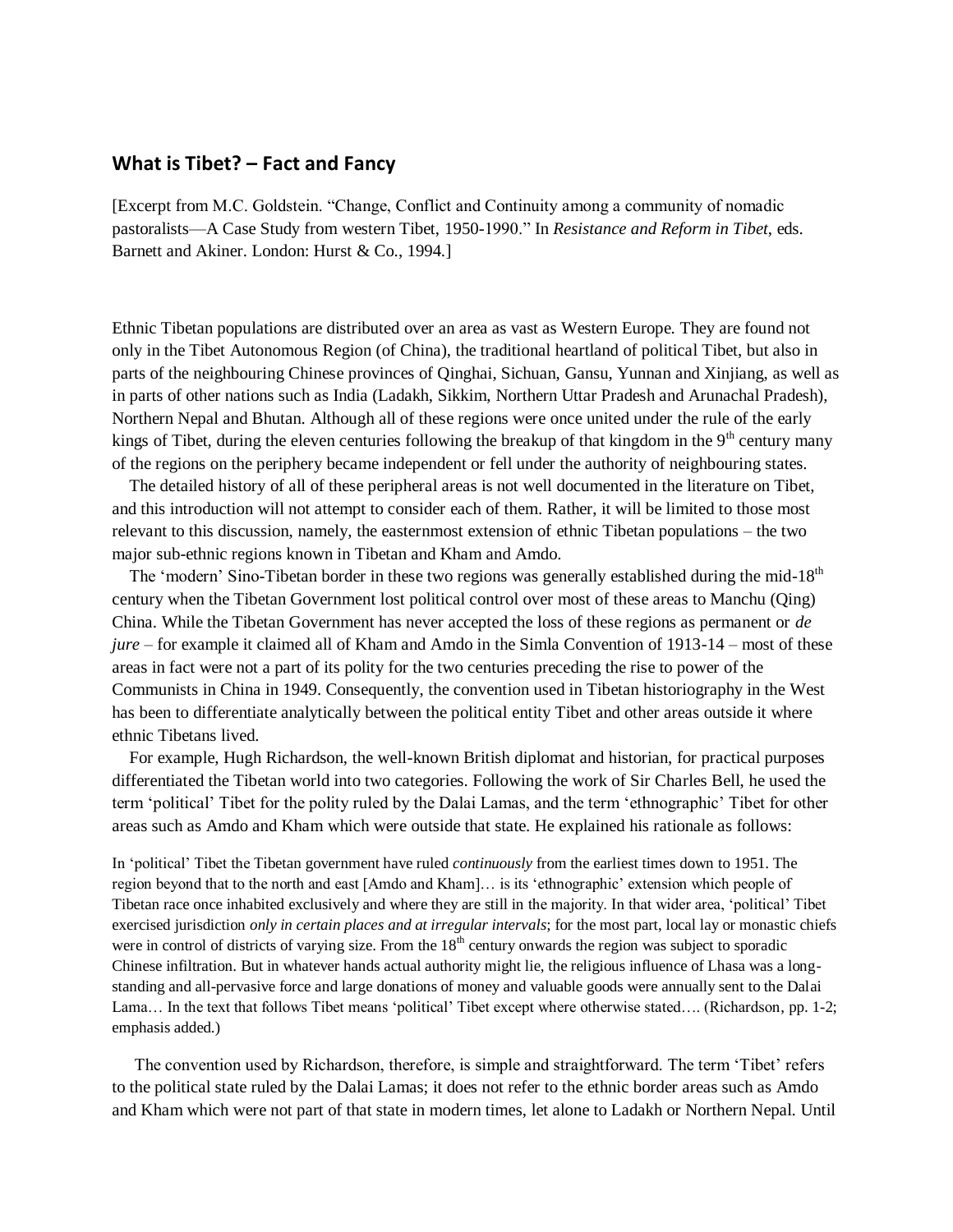## What is Tibet? – Fact and Fancy

[Excerpt from M.C. Goldstein. "Change, Conflict and Continuity among a community of nomadic pastoralists—A Case Study from western Tibet, 1950-1990." In *Resistance and Reform in Tibet*, eds. Barnett and Akiner. London: Hurst & Co., 1994.]

Ethnic Tibetan populations are distributed over an area as vast as Western Europe. They are found not only in the Tibet Autonomous Region (of China), the traditional heartland of political Tibet, but also in parts of the neighbouring Chinese provinces of Qinghai, Sichuan, Gansu, Yunnan and Xinjiang, as well as in parts of other nations such as India (Ladakh, Sikkim, Northern Uttar Pradesh and Arunachal Pradesh), Northern Nepal and Bhutan. Although all of these regions were once united under the rule of the early kings of Tibet, during the eleven centuries following the breakup of that kingdom in the 9th century many of the regions on the periphery became independent or fell under the authority of neighbouring states.

The detailed history of all of these peripheral areas is not well documented in the literature on Tibet, and this introduction will not attempt to consider each of them. Rather, it will be limited to those most relevant to this discussion, namely, the easternmost extension of ethnic Tibetan populations – the two major sub-ethnic regions known in Tibetan and Kham and Amdo.

The 'modern' Sino-Tibetan border in these two regions was generally established during the mid-18th century when the Tibetan Government lost political control over most of these areas to Manchu (Qing) China. While the Tibetan Government has never accepted the loss of these regions as permanent or *de jure* – for example it claimed all of Kham and Amdo in the Simla Convention of 1913-14 – most of these areas in fact were not a part of its polity for the two centuries preceding the rise to power of the Communists in China in 1949. Consequently, the convention used in Tibetan historiography in the West has been to differentiate analytically between the political entity Tibet and other areas outside it where ethnic Tibetans lived.

For example, Hugh Richardson, the well-known British diplomat and historian, for practical purposes differentiated the Tibetan world into two categories. Following the work of Sir Charles Bell, he used the term 'political' Tibet for the polity ruled by the Dalai Lamas, and the term 'ethnographic' Tibet for other areas such as Amdo and Kham which were outside that state. He explained his rationale as follows:

> In 'political' Tibet the Tibetan government have ruled *continuously* from the earliest times down to 1951. The region beyond that to the north and east [Amdo and Kham]… is its 'ethnographic' extension which people of Tibetan race once inhabited exclusively and where they are still in the majority. In that wider area, 'political' Tibet exercised jurisdiction *only in certain places and at irregular intervals*; for the most part, local lay or monastic chiefs were in control of districts of varying size. From the 18th century onwards the region was subject to sporadic Chinese infiltration. But in whatever hands actual authority might lie, the religious influence of Lhasa was a long-standing and all-pervasive force and large donations of money and valuable goods were annually sent to the Dalai Lama… In the text that follows Tibet means 'political' Tibet except where otherwise stated…. (Richardson, pp. 1-2; emphasis added.)

The convention used by Richardson, therefore, is simple and straightforward. The term 'Tibet' refers to the political state ruled by the Dalai Lamas; it does not refer to the ethnic border areas such as Amdo and Kham which were not part of that state in modern times, let alone to Ladakh or Northern Nepal. Until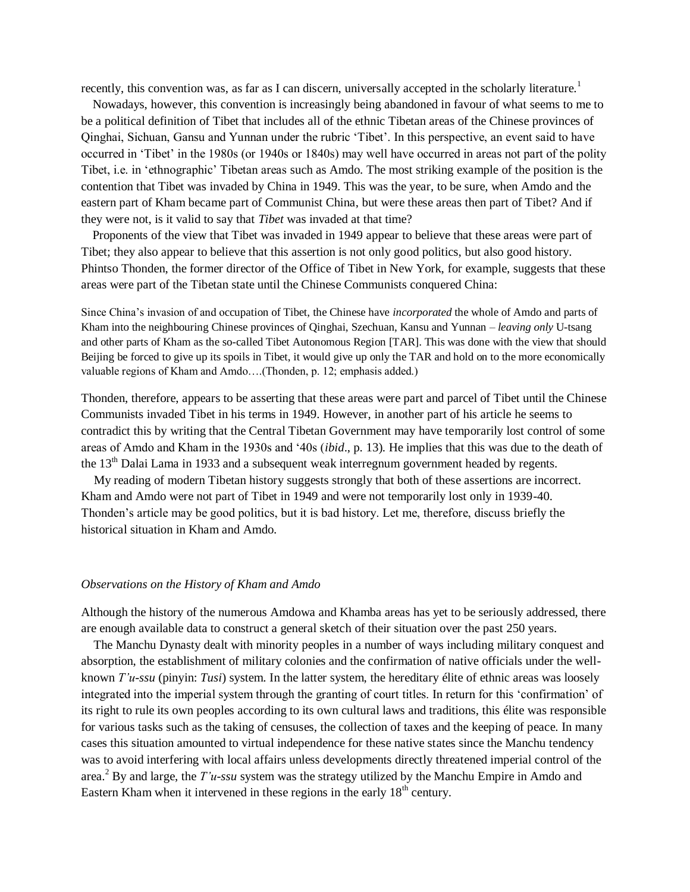recently, this convention was, as far as I can discern, universally accepted in the scholarly literature.[1]

Nowadays, however, this convention is increasingly being abandoned in favour of what seems to me to be a political definition of Tibet that includes all of the ethnic Tibetan areas of the Chinese provinces of Qinghai, Sichuan, Gansu and Yunnan under the rubric 'Tibet'. In this perspective, an event said to have occurred in 'Tibet' in the 1980s (or 1940s or 1840s) may well have occurred in areas not part of the polity Tibet, i.e. in 'ethnographic' Tibetan areas such as Amdo. The most striking example of the position is the contention that Tibet was invaded by China in 1949. This was the year, to be sure, when Amdo and the eastern part of Kham became part of Communist China, but were these areas then part of Tibet? And if they were not, is it valid to say that *Tibet* was invaded at that time?

Proponents of the view that Tibet was invaded in 1949 appear to believe that these areas were part of Tibet; they also appear to believe that this assertion is not only good politics, but also good history. Phintso Thonden, the former director of the Office of Tibet in New York, for example, suggests that these areas were part of the Tibetan state until the Chinese Communists conquered China:

> Since China's invasion of and occupation of Tibet, the Chinese have *incorporated* the whole of Amdo and parts of Kham into the neighbouring Chinese provinces of Qinghai, Szechuan, Kansu and Yunnan – *leaving only* U-tsang and other parts of Kham as the so-called Tibet Autonomous Region [TAR]. This was done with the view that should Beijing be forced to give up its spoils in Tibet, it would give up only the TAR and hold on to the more economically valuable regions of Kham and Amdo….(Thonden, p. 12; emphasis added.)

Thonden, therefore, appears to be asserting that these areas were part and parcel of Tibet until the Chinese Communists invaded Tibet in his terms in 1949. However, in another part of his article he seems to contradict this by writing that the Central Tibetan Government may have temporarily lost control of some areas of Amdo and Kham in the 1930s and '40s (*ibid*., p. 13). He implies that this was due to the death of the 13th Dalai Lama in 1933 and a subsequent weak interregnum government headed by regents.

My reading of modern Tibetan history suggests strongly that both of these assertions are incorrect. Kham and Amdo were not part of Tibet in 1949 and were not temporarily lost only in 1939-40. Thonden's article may be good politics, but it is bad history. Let me, therefore, discuss briefly the historical situation in Kham and Amdo.

*Observations on the History of Kham and Amdo*

Although the history of the numerous Amdowa and Khamba areas has yet to be seriously addressed, there are enough available data to construct a general sketch of their situation over the past 250 years.

The Manchu Dynasty dealt with minority peoples in a number of ways including military conquest and absorption, the establishment of military colonies and the confirmation of native officials under the well-known *T'u-ssu* (pinyin: *Tusi*) system. In the latter system, the hereditary élite of ethnic areas was loosely integrated into the imperial system through the granting of court titles. In return for this 'confirmation' of its right to rule its own peoples according to its own cultural laws and traditions, this élite was responsible for various tasks such as the taking of censuses, the collection of taxes and the keeping of peace. In many cases this situation amounted to virtual independence for these native states since the Manchu tendency was to avoid interfering with local affairs unless developments directly threatened imperial control of the area.[2] By and large, the *T'u-ssu* system was the strategy utilized by the Manchu Empire in Amdo and Eastern Kham when it intervened in these regions in the early 18th century.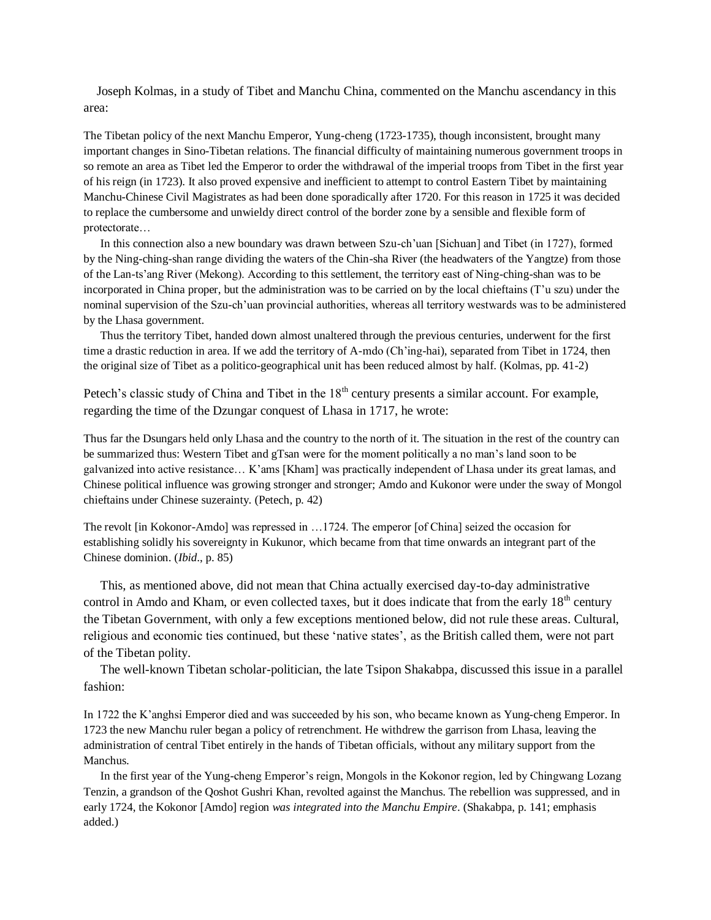Joseph Kolmas, in a study of Tibet and Manchu China, commented on the Manchu ascendancy in this area:

> The Tibetan policy of the next Manchu Emperor, Yung-cheng (1723-1735), though inconsistent, brought many important changes in Sino-Tibetan relations. The financial difficulty of maintaining numerous government troops in so remote an area as Tibet led the Emperor to order the withdrawal of the imperial troops from Tibet in the first year of his reign (in 1723). It also proved expensive and inefficient to attempt to control Eastern Tibet by maintaining Manchu-Chinese Civil Magistrates as had been done sporadically after 1720. For this reason in 1725 it was decided to replace the cumbersome and unwieldy direct control of the border zone by a sensible and flexible form of protectorate…
>
> In this connection also a new boundary was drawn between Szu-ch'uan [Sichuan] and Tibet (in 1727), formed by the Ning-ching-shan range dividing the waters of the Chin-sha River (the headwaters of the Yangtze) from those of the Lan-ts'ang River (Mekong). According to this settlement, the territory east of Ning-ching-shan was to be incorporated in China proper, but the administration was to be carried on by the local chieftains (T'u szu) under the nominal supervision of the Szu-ch'uan provincial authorities, whereas all territory westwards was to be administered by the Lhasa government.
>
> Thus the territory Tibet, handed down almost unaltered through the previous centuries, underwent for the first time a drastic reduction in area. If we add the territory of A-mdo (Ch'ing-hai), separated from Tibet in 1724, then the original size of Tibet as a politico-geographical unit has been reduced almost by half. (Kolmas, pp. 41-2)

Petech's classic study of China and Tibet in the 18th century presents a similar account. For example, regarding the time of the Dzungar conquest of Lhasa in 1717, he wrote:

> Thus far the Dsungars held only Lhasa and the country to the north of it. The situation in the rest of the country can be summarized thus: Western Tibet and gTsan were for the moment politically a no man's land soon to be galvanized into active resistance… K'ams [Kham] was practically independent of Lhasa under its great lamas, and Chinese political influence was growing stronger and stronger; Amdo and Kukonor were under the sway of Mongol chieftains under Chinese suzerainty. (Petech, p. 42)

> The revolt [in Kokonor-Amdo] was repressed in …1724. The emperor [of China] seized the occasion for establishing solidly his sovereignty in Kukunor, which became from that time onwards an integrant part of the Chinese dominion. (*Ibid*., p. 85)

This, as mentioned above, did not mean that China actually exercised day-to-day administrative control in Amdo and Kham, or even collected taxes, but it does indicate that from the early 18th century the Tibetan Government, with only a few exceptions mentioned below, did not rule these areas. Cultural, religious and economic ties continued, but these 'native states', as the British called them, were not part of the Tibetan polity.

The well-known Tibetan scholar-politician, the late Tsipon Shakabpa, discussed this issue in a parallel fashion:

> In 1722 the K'anghsi Emperor died and was succeeded by his son, who became known as Yung-cheng Emperor. In 1723 the new Manchu ruler began a policy of retrenchment. He withdrew the garrison from Lhasa, leaving the administration of central Tibet entirely in the hands of Tibetan officials, without any military support from the Manchus.
>
> In the first year of the Yung-cheng Emperor's reign, Mongols in the Kokonor region, led by Chingwang Lozang Tenzin, a grandson of the Qoshot Gushri Khan, revolted against the Manchus. The rebellion was suppressed, and in early 1724, the Kokonor [Amdo] region *was integrated into the Manchu Empire*. (Shakabpa, p. 141; emphasis added.)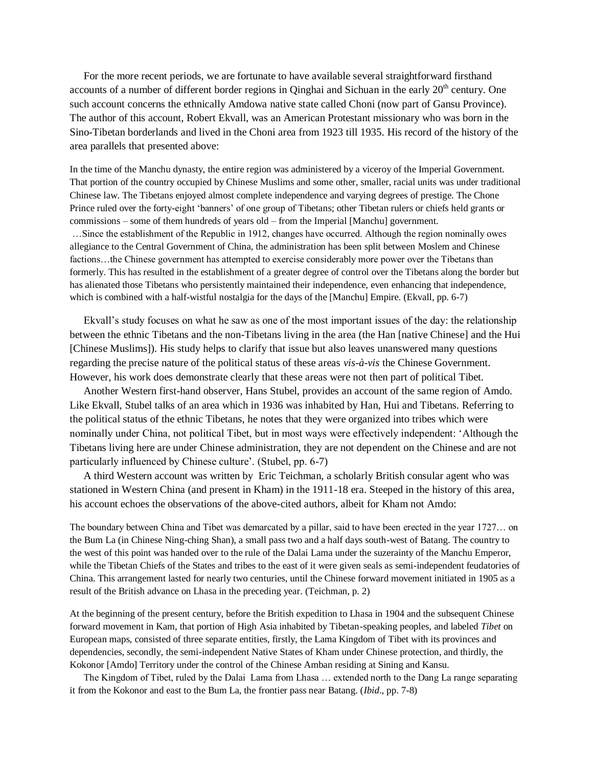For the more recent periods, we are fortunate to have available several straightforward firsthand accounts of a number of different border regions in Qinghai and Sichuan in the early 20th century. One such account concerns the ethnically Amdowa native state called Choni (now part of Gansu Province). The author of this account, Robert Ekvall, was an American Protestant missionary who was born in the Sino-Tibetan borderlands and lived in the Choni area from 1923 till 1935. His record of the history of the area parallels that presented above:

> In the time of the Manchu dynasty, the entire region was administered by a viceroy of the Imperial Government. That portion of the country occupied by Chinese Muslims and some other, smaller, racial units was under traditional Chinese law. The Tibetans enjoyed almost complete independence and varying degrees of prestige. The Chone Prince ruled over the forty-eight 'banners' of one group of Tibetans; other Tibetan rulers or chiefs held grants or commissions – some of them hundreds of years old – from the Imperial [Manchu] government.
>
> …Since the establishment of the Republic in 1912, changes have occurred. Although the region nominally owes allegiance to the Central Government of China, the administration has been split between Moslem and Chinese factions…the Chinese government has attempted to exercise considerably more power over the Tibetans than formerly. This has resulted in the establishment of a greater degree of control over the Tibetans along the border but has alienated those Tibetans who persistently maintained their independence, even enhancing that independence, which is combined with a half-wistful nostalgia for the days of the [Manchu] Empire. (Ekvall, pp. 6-7)

Ekvall's study focuses on what he saw as one of the most important issues of the day: the relationship between the ethnic Tibetans and the non-Tibetans living in the area (the Han [native Chinese] and the Hui [Chinese Muslims]). His study helps to clarify that issue but also leaves unanswered many questions regarding the precise nature of the political status of these areas *vis-à-vis* the Chinese Government. However, his work does demonstrate clearly that these areas were not then part of political Tibet.

Another Western first-hand observer, Hans Stubel, provides an account of the same region of Amdo. Like Ekvall, Stubel talks of an area which in 1936 was inhabited by Han, Hui and Tibetans. Referring to the political status of the ethnic Tibetans, he notes that they were organized into tribes which were nominally under China, not political Tibet, but in most ways were effectively independent: 'Although the Tibetans living here are under Chinese administration, they are not dependent on the Chinese and are not particularly influenced by Chinese culture'. (Stubel, pp. 6-7)

A third Western account was written by Eric Teichman, a scholarly British consular agent who was stationed in Western China (and present in Kham) in the 1911-18 era. Steeped in the history of this area, his account echoes the observations of the above-cited authors, albeit for Kham not Amdo:

> The boundary between China and Tibet was demarcated by a pillar, said to have been erected in the year 1727… on the Bum La (in Chinese Ning-ching Shan), a small pass two and a half days south-west of Batang. The country to the west of this point was handed over to the rule of the Dalai Lama under the suzerainty of the Manchu Emperor, while the Tibetan Chiefs of the States and tribes to the east of it were given seals as semi-independent feudatories of China. This arrangement lasted for nearly two centuries, until the Chinese forward movement initiated in 1905 as a result of the British advance on Lhasa in the preceding year. (Teichman, p. 2)

> At the beginning of the present century, before the British expedition to Lhasa in 1904 and the subsequent Chinese forward movement in Kam, that portion of High Asia inhabited by Tibetan-speaking peoples, and labeled *Tibet* on European maps, consisted of three separate entities, firstly, the Lama Kingdom of Tibet with its provinces and dependencies, secondly, the semi-independent Native States of Kham under Chinese protection, and thirdly, the Kokonor [Amdo] Territory under the control of the Chinese Amban residing at Sining and Kansu.
>
> The Kingdom of Tibet, ruled by the Dalai Lama from Lhasa … extended north to the Dang La range separating it from the Kokonor and east to the Bum La, the frontier pass near Batang. (*Ibid*., pp. 7-8)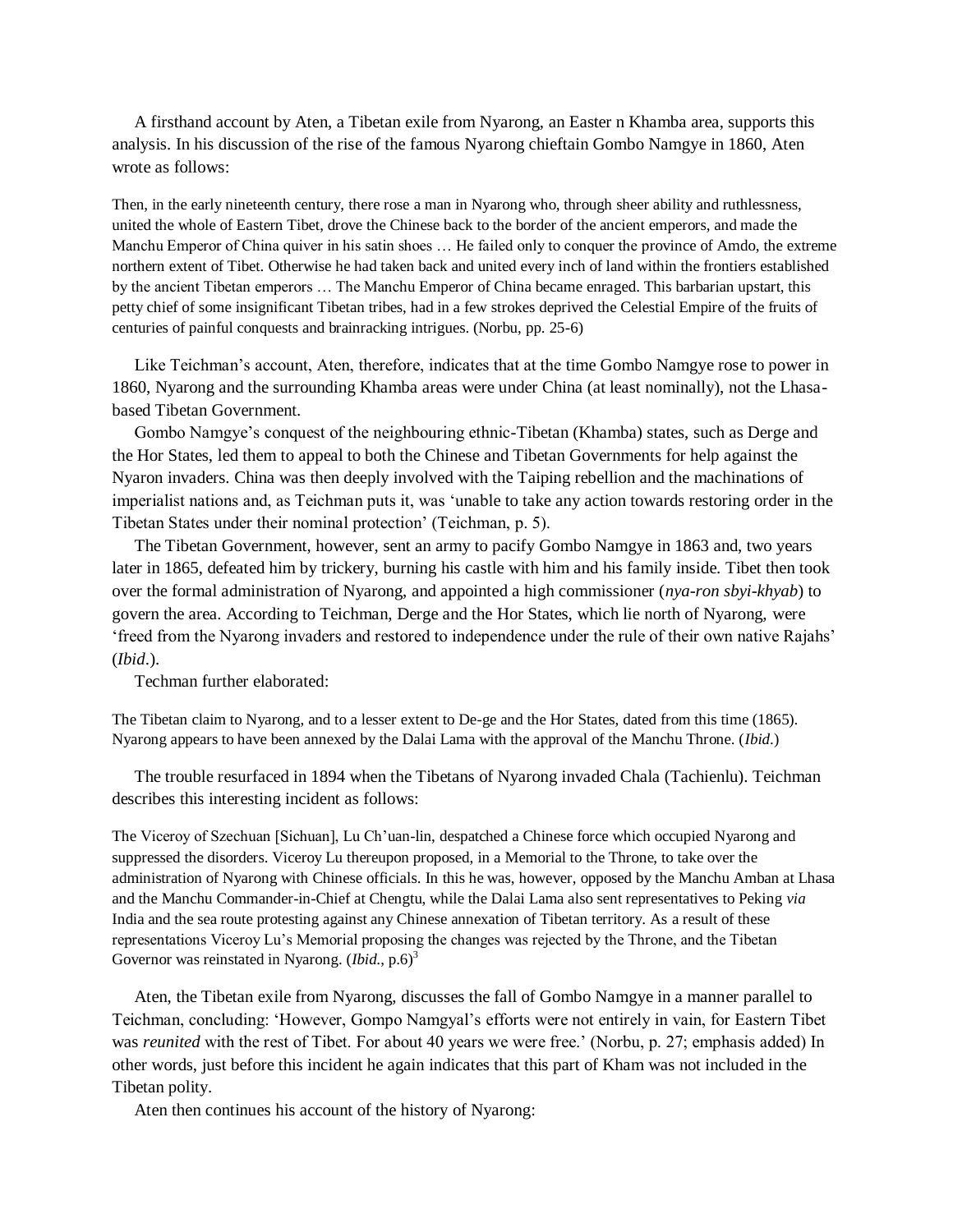A firsthand account by Aten, a Tibetan exile from Nyarong, an Easter n Khamba area, supports this analysis. In his discussion of the rise of the famous Nyarong chieftain Gombo Namgye in 1860, Aten wrote as follows:

> Then, in the early nineteenth century, there rose a man in Nyarong who, through sheer ability and ruthlessness, united the whole of Eastern Tibet, drove the Chinese back to the border of the ancient emperors, and made the Manchu Emperor of China quiver in his satin shoes … He failed only to conquer the province of Amdo, the extreme northern extent of Tibet. Otherwise he had taken back and united every inch of land within the frontiers established by the ancient Tibetan emperors … The Manchu Emperor of China became enraged. This barbarian upstart, this petty chief of some insignificant Tibetan tribes, had in a few strokes deprived the Celestial Empire of the fruits of centuries of painful conquests and brainracking intrigues. (Norbu, pp. 25-6)

Like Teichman's account, Aten, therefore, indicates that at the time Gombo Namgye rose to power in 1860, Nyarong and the surrounding Khamba areas were under China (at least nominally), not the Lhasa-based Tibetan Government.

Gombo Namgye's conquest of the neighbouring ethnic-Tibetan (Khamba) states, such as Derge and the Hor States, led them to appeal to both the Chinese and Tibetan Governments for help against the Nyaron invaders. China was then deeply involved with the Taiping rebellion and the machinations of imperialist nations and, as Teichman puts it, was 'unable to take any action towards restoring order in the Tibetan States under their nominal protection' (Teichman, p. 5).

The Tibetan Government, however, sent an army to pacify Gombo Namgye in 1863 and, two years later in 1865, defeated him by trickery, burning his castle with him and his family inside. Tibet then took over the formal administration of Nyarong, and appointed a high commissioner (*nya-ron sbyi-khyab*) to govern the area. According to Teichman, Derge and the Hor States, which lie north of Nyarong, were 'freed from the Nyarong invaders and restored to independence under the rule of their own native Rajahs' (*Ibid*.).

Techman further elaborated:

> The Tibetan claim to Nyarong, and to a lesser extent to De-ge and the Hor States, dated from this time (1865). Nyarong appears to have been annexed by the Dalai Lama with the approval of the Manchu Throne. (*Ibid*.)

The trouble resurfaced in 1894 when the Tibetans of Nyarong invaded Chala (Tachienlu). Teichman describes this interesting incident as follows:

> The Viceroy of Szechuan [Sichuan], Lu Ch'uan-lin, despatched a Chinese force which occupied Nyarong and suppressed the disorders. Viceroy Lu thereupon proposed, in a Memorial to the Throne, to take over the administration of Nyarong with Chinese officials. In this he was, however, opposed by the Manchu Amban at Lhasa and the Manchu Commander-in-Chief at Chengtu, while the Dalai Lama also sent representatives to Peking *via* India and the sea route protesting against any Chinese annexation of Tibetan territory. As a result of these representations Viceroy Lu's Memorial proposing the changes was rejected by the Throne, and the Tibetan Governor was reinstated in Nyarong. (*Ibid*., p.6)[3]

Aten, the Tibetan exile from Nyarong, discusses the fall of Gombo Namgye in a manner parallel to Teichman, concluding: 'However, Gompo Namgyal's efforts were not entirely in vain, for Eastern Tibet was *reunited* with the rest of Tibet. For about 40 years we were free.' (Norbu, p. 27; emphasis added) In other words, just before this incident he again indicates that this part of Kham was not included in the Tibetan polity.

Aten then continues his account of the history of Nyarong: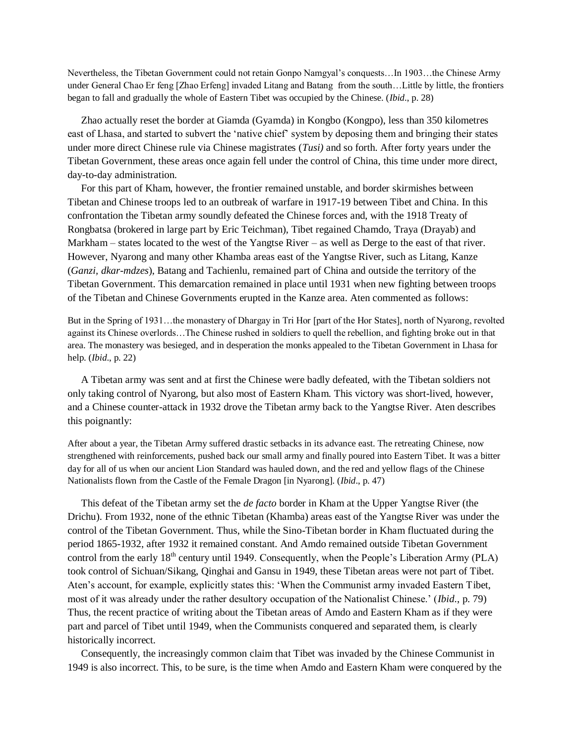> Nevertheless, the Tibetan Government could not retain Gonpo Namgyal's conquests…In 1903…the Chinese Army under General Chao Er feng [Zhao Erfeng] invaded Litang and Batang from the south…Little by little, the frontiers began to fall and gradually the whole of Eastern Tibet was occupied by the Chinese. (*Ibid*., p. 28)

Zhao actually reset the border at Giamda (Gyamda) in Kongbo (Kongpo), less than 350 kilometres east of Lhasa, and started to subvert the 'native chief' system by deposing them and bringing their states under more direct Chinese rule via Chinese magistrates (*Tusi)* and so forth. After forty years under the Tibetan Government, these areas once again fell under the control of China, this time under more direct, day-to-day administration.

For this part of Kham, however, the frontier remained unstable, and border skirmishes between Tibetan and Chinese troops led to an outbreak of warfare in 1917-19 between Tibet and China. In this confrontation the Tibetan army soundly defeated the Chinese forces and, with the 1918 Treaty of Rongbatsa (brokered in large part by Eric Teichman), Tibet regained Chamdo, Traya (Drayab) and Markham – states located to the west of the Yangtse River – as well as Derge to the east of that river. However, Nyarong and many other Khamba areas east of the Yangtse River, such as Litang, Kanze (*Ganzi, dkar-mdzes*), Batang and Tachienlu, remained part of China and outside the territory of the Tibetan Government. This demarcation remained in place until 1931 when new fighting between troops of the Tibetan and Chinese Governments erupted in the Kanze area. Aten commented as follows:

> But in the Spring of 1931…the monastery of Dhargay in Tri Hor [part of the Hor States], north of Nyarong, revolted against its Chinese overlords…The Chinese rushed in soldiers to quell the rebellion, and fighting broke out in that area. The monastery was besieged, and in desperation the monks appealed to the Tibetan Government in Lhasa for help. (*Ibid*., p. 22)

A Tibetan army was sent and at first the Chinese were badly defeated, with the Tibetan soldiers not only taking control of Nyarong, but also most of Eastern Kham. This victory was short-lived, however, and a Chinese counter-attack in 1932 drove the Tibetan army back to the Yangtse River. Aten describes this poignantly:

> After about a year, the Tibetan Army suffered drastic setbacks in its advance east. The retreating Chinese, now strengthened with reinforcements, pushed back our small army and finally poured into Eastern Tibet. It was a bitter day for all of us when our ancient Lion Standard was hauled down, and the red and yellow flags of the Chinese Nationalists flown from the Castle of the Female Dragon [in Nyarong]. (*Ibid*., p. 47)

This defeat of the Tibetan army set the *de facto* border in Kham at the Upper Yangtse River (the Drichu). From 1932, none of the ethnic Tibetan (Khamba) areas east of the Yangtse River was under the control of the Tibetan Government. Thus, while the Sino-Tibetan border in Kham fluctuated during the period 1865-1932, after 1932 it remained constant. And Amdo remained outside Tibetan Government control from the early 18th century until 1949. Consequently, when the People's Liberation Army (PLA) took control of Sichuan/Sikang, Qinghai and Gansu in 1949, these Tibetan areas were not part of Tibet. Aten's account, for example, explicitly states this: 'When the Communist army invaded Eastern Tibet, most of it was already under the rather desultory occupation of the Nationalist Chinese.' (*Ibid*., p. 79) Thus, the recent practice of writing about the Tibetan areas of Amdo and Eastern Kham as if they were part and parcel of Tibet until 1949, when the Communists conquered and separated them, is clearly historically incorrect.

Consequently, the increasingly common claim that Tibet was invaded by the Chinese Communist in 1949 is also incorrect. This, to be sure, is the time when Amdo and Eastern Kham were conquered by the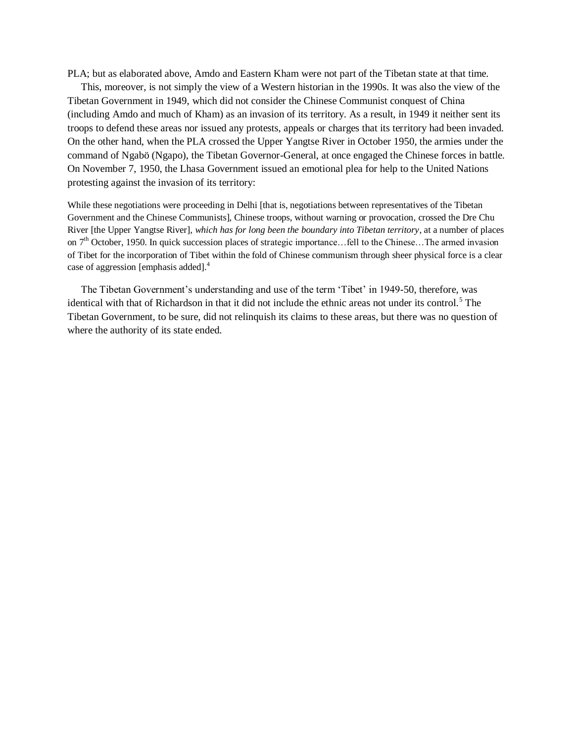PLA; but as elaborated above, Amdo and Eastern Kham were not part of the Tibetan state at that time.

This, moreover, is not simply the view of a Western historian in the 1990s. It was also the view of the Tibetan Government in 1949, which did not consider the Chinese Communist conquest of China (including Amdo and much of Kham) as an invasion of its territory. As a result, in 1949 it neither sent its troops to defend these areas nor issued any protests, appeals or charges that its territory had been invaded. On the other hand, when the PLA crossed the Upper Yangtse River in October 1950, the armies under the command of Ngabö (Ngapo), the Tibetan Governor-General, at once engaged the Chinese forces in battle. On November 7, 1950, the Lhasa Government issued an emotional plea for help to the United Nations protesting against the invasion of its territory:

> While these negotiations were proceeding in Delhi [that is, negotiations between representatives of the Tibetan Government and the Chinese Communists], Chinese troops, without warning or provocation, crossed the Dre Chu River [the Upper Yangtse River], *which has for long been the boundary into Tibetan territory*, at a number of places on 7th October, 1950. In quick succession places of strategic importance…fell to the Chinese…The armed invasion of Tibet for the incorporation of Tibet within the fold of Chinese communism through sheer physical force is a clear case of aggression [emphasis added].[4]

The Tibetan Government's understanding and use of the term 'Tibet' in 1949-50, therefore, was identical with that of Richardson in that it did not include the ethnic areas not under its control.[5] The Tibetan Government, to be sure, did not relinquish its claims to these areas, but there was no question of where the authority of its state ended.